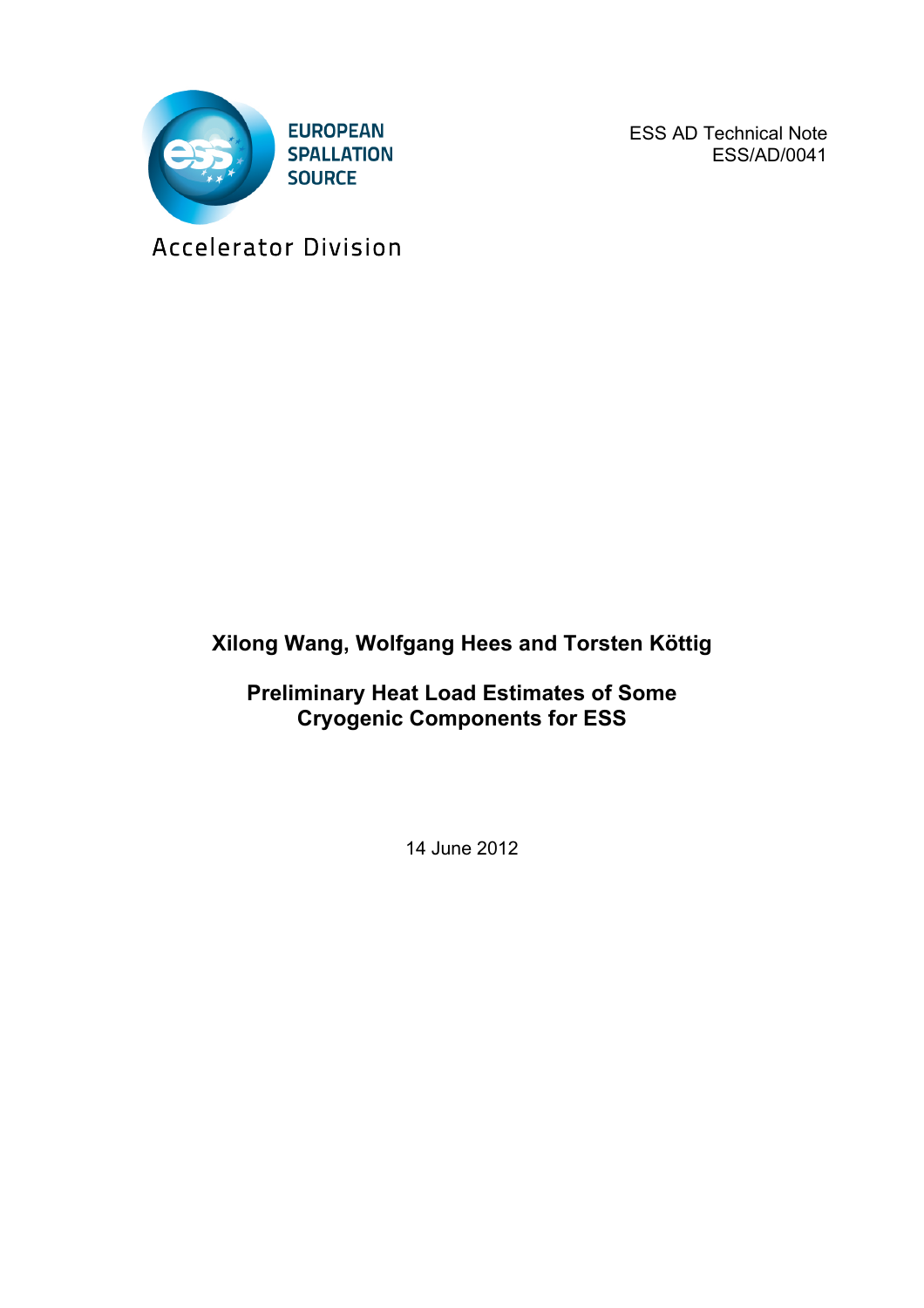EUROPEAN
SPALLATION
SOURCE

Accelerator Division

ESS AD Technical Note
ESS/AD/0041

**Xilong Wang, Wolfgang Hees and Torsten Köttig**

# Preliminary Heat Load Estimates of Some Cryogenic Components for ESS

14 June 2012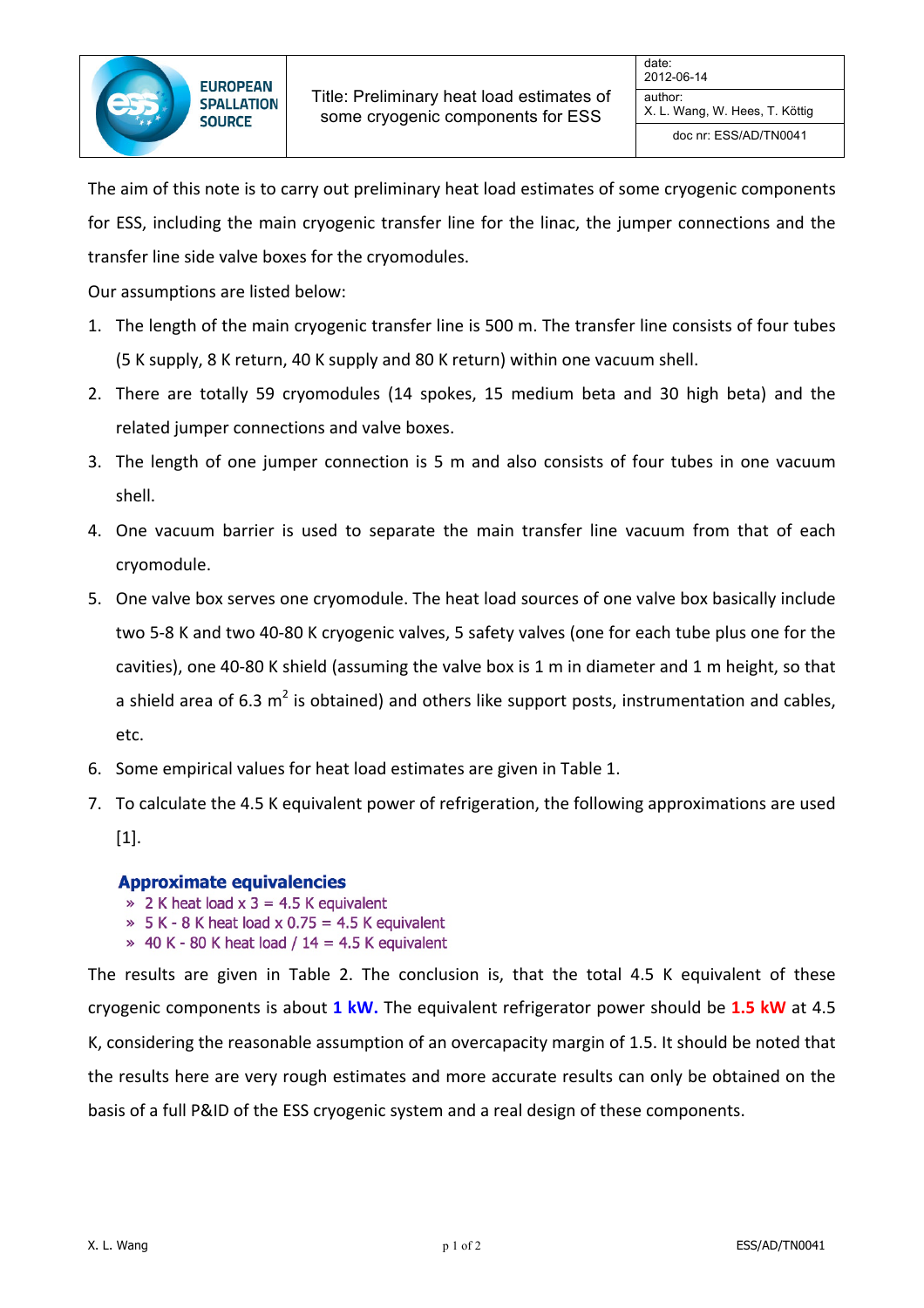| EUROPEAN SPALLATION SOURCE | Title: Preliminary heat load estimates of some cryogenic components for ESS | date: 2012-06-14 |
|---|---|---|
| | | author: X. L. Wang, W. Hees, T. Köttig |
| | | doc nr: ESS/AD/TN0041 |

The aim of this note is to carry out preliminary heat load estimates of some cryogenic components for ESS, including the main cryogenic transfer line for the linac, the jumper connections and the transfer line side valve boxes for the cryomodules.

Our assumptions are listed below:

1. The length of the main cryogenic transfer line is 500 m. The transfer line consists of four tubes (5 K supply, 8 K return, 40 K supply and 80 K return) within one vacuum shell.
2. There are totally 59 cryomodules (14 spokes, 15 medium beta and 30 high beta) and the related jumper connections and valve boxes.
3. The length of one jumper connection is 5 m and also consists of four tubes in one vacuum shell.
4. One vacuum barrier is used to separate the main transfer line vacuum from that of each cryomodule.
5. One valve box serves one cryomodule. The heat load sources of one valve box basically include two 5-8 K and two 40-80 K cryogenic valves, 5 safety valves (one for each tube plus one for the cavities), one 40-80 K shield (assuming the valve box is 1 m in diameter and 1 m height, so that a shield area of 6.3 m$^2$ is obtained) and others like support posts, instrumentation and cables, etc.
6. Some empirical values for heat load estimates are given in Table 1.
7. To calculate the 4.5 K equivalent power of refrigeration, the following approximations are used [1].

**Approximate equivalencies**

- » 2 K heat load x 3 = 4.5 K equivalent
- » 5 K - 8 K heat load x 0.75 = 4.5 K equivalent
- » 40 K - 80 K heat load / 14 = 4.5 K equivalent

The results are given in Table 2. The conclusion is, that the total 4.5 K equivalent of these cryogenic components is about **1 kW.** The equivalent refrigerator power should be **1.5 kW** at 4.5 K, considering the reasonable assumption of an overcapacity margin of 1.5. It should be noted that the results here are very rough estimates and more accurate results can only be obtained on the basis of a full P&ID of the ESS cryogenic system and a real design of these components.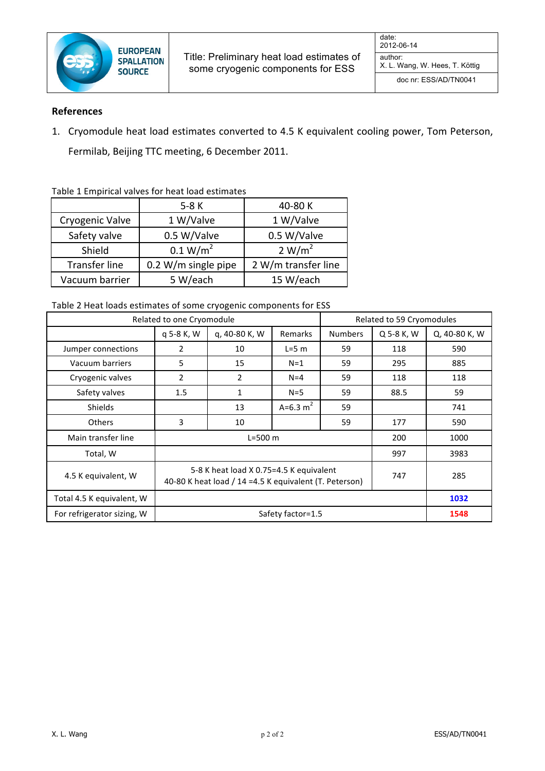## References

1. Cryomodule heat load estimates converted to 4.5 K equivalent cooling power, Tom Peterson, Fermilab, Beijing TTC meeting, 6 December 2011.

Table 1 Empirical valves for heat load estimates

| | 5-8 K | 40-80 K |
|---|---|---|
| Cryogenic Valve | 1 W/Valve | 1 W/Valve |
| Safety valve | 0.5 W/Valve | 0.5 W/Valve |
| Shield | 0.1 W/m$^2$ | 2 W/m$^2$ |
| Transfer line | 0.2 W/m single pipe | 2 W/m transfer line |
| Vacuum barrier | 5 W/each | 15 W/each |

Table 2 Heat loads estimates of some cryogenic components for ESS

| Related to one Cryomodule | | | | Related to 59 Cryomodules | | |
|---|---|---|---|---|---|---|
| | q 5-8 K, W | q, 40-80 K, W | Remarks | Numbers | Q 5-8 K, W | Q, 40-80 K, W |
| Jumper connections | 2 | 10 | L=5 m | 59 | 118 | 590 |
| Vacuum barriers | 5 | 15 | N=1 | 59 | 295 | 885 |
| Cryogenic valves | 2 | 2 | N=4 | 59 | 118 | 118 |
| Safety valves | 1.5 | 1 | N=5 | 59 | 88.5 | 59 |
| Shields | | 13 | A=6.3 m$^2$ | 59 | | 741 |
| Others | 3 | 10 | | 59 | 177 | 590 |
| Main transfer line | L=500 m | | | | 200 | 1000 |
| Total, W | | | | | 997 | 3983 |
| 4.5 K equivalent, W | 5-8 K heat load X 0.75=4.5 K equivalent<br>40-80 K heat load / 14 =4.5 K equivalent (T. Peterson) | | | | 747 | 285 |
| Total 4.5 K equivalent, W | | | | | | **1032** |
| For refrigerator sizing, W | Safety factor=1.5 | | | | | **1548** |